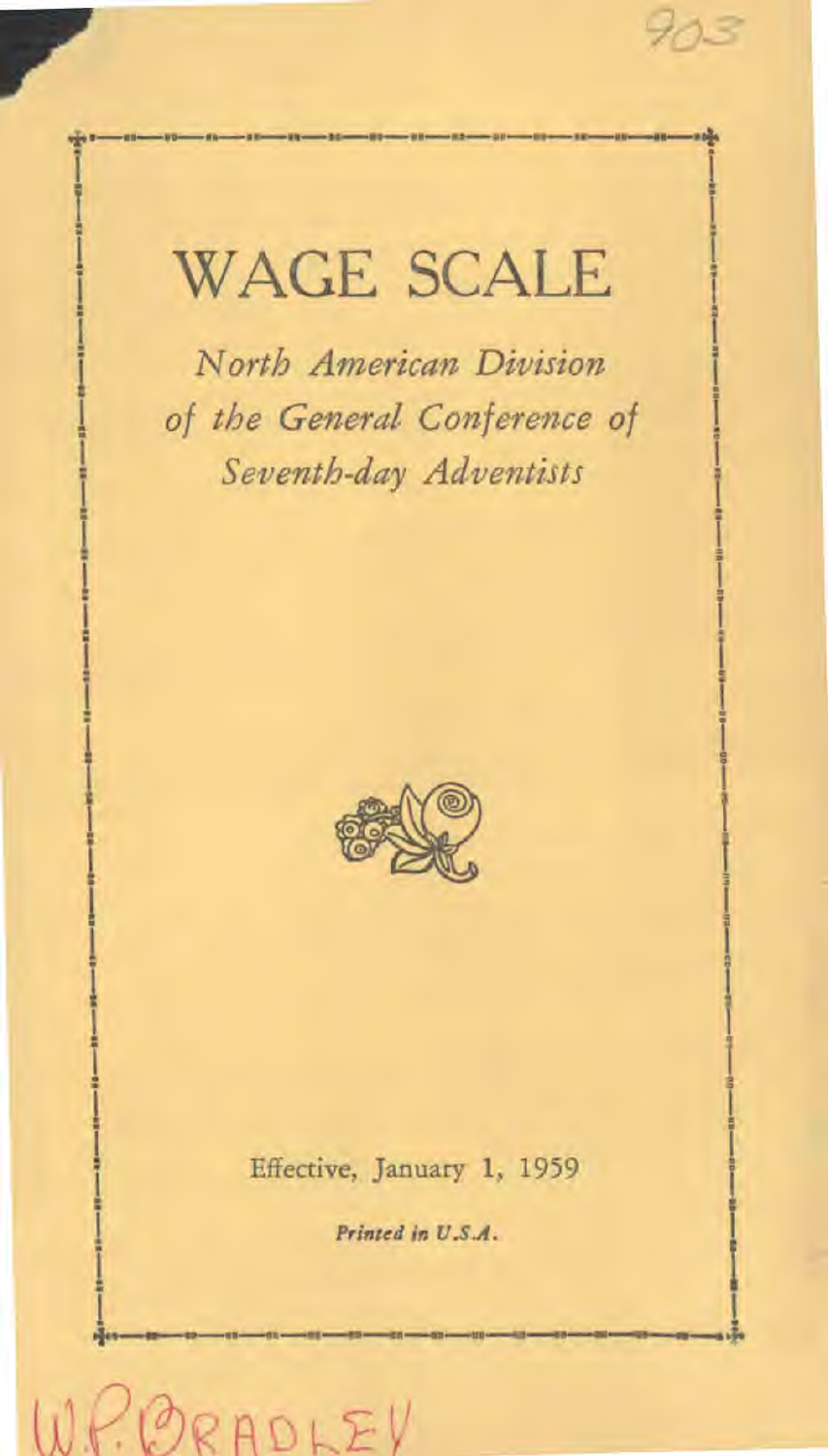# WAGE SCALE

*North American Division of the General Conference of Seventh-day Adventists*

Effective, January 1, 1959

*Printed in U.S.A.*

W.P. BRADLEY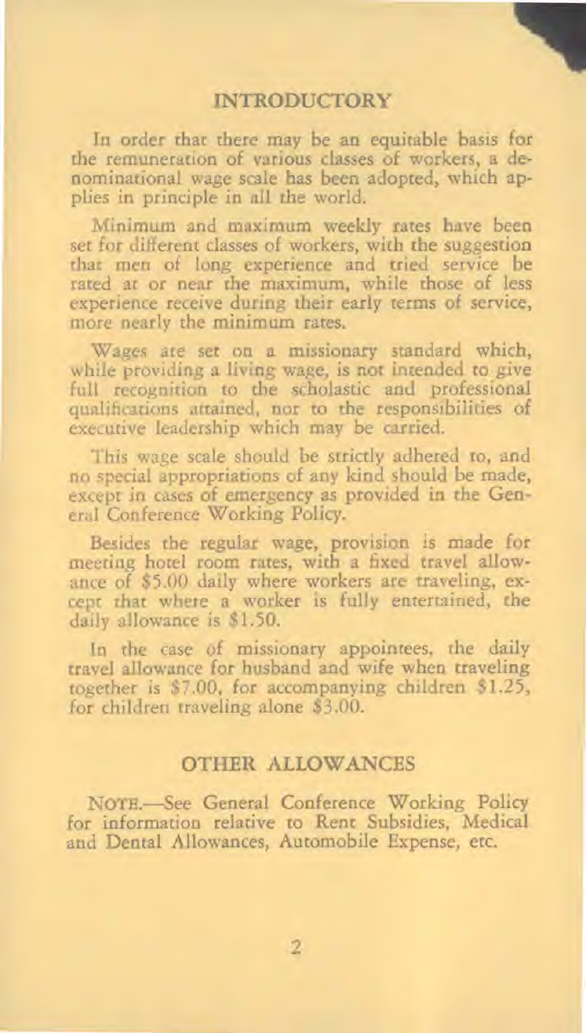## INTRODUCTORY

In order that there may be an equitable basis for the remuneration of various classes of workers, a denominational wage scale has been adopted, which applies in principle in all the world.

Minimum and maximum weekly rates have been set for different classes of workers, with the suggestion that men of long experience and tried service be rated at or near the maximum, while those of less experience receive during their early terms of service, more nearly the minimum rates.

Wages are set on a missionary standard which, while providing a living wage, is not intended to give full recognition to the scholastic and professional qualifications attained, nor to the responsibilities of executive leadership which may be carried.

This wage scale should be strictly adhered to, and no special appropriations of any kind should be made, except in cases of emergency as provided in the General Conference Working Policy.

Besides the regular wage, provision is made for meeting hotel room rates, with a fixed travel allowance of $5.00 daily where workers are traveling, except that where a worker is fully entertained, the daily allowance is $1.50.

In the case of missionary appointees, the daily travel allowance for husband and wife when traveling together is $7.00, for accompanying children $1.25, for children traveling alone $3.00.

## OTHER ALLOWANCES

NOTE.—See General Conference Working Policy for information relative to Rent Subsidies, Medical and Dental Allowances, Automobile Expense, etc.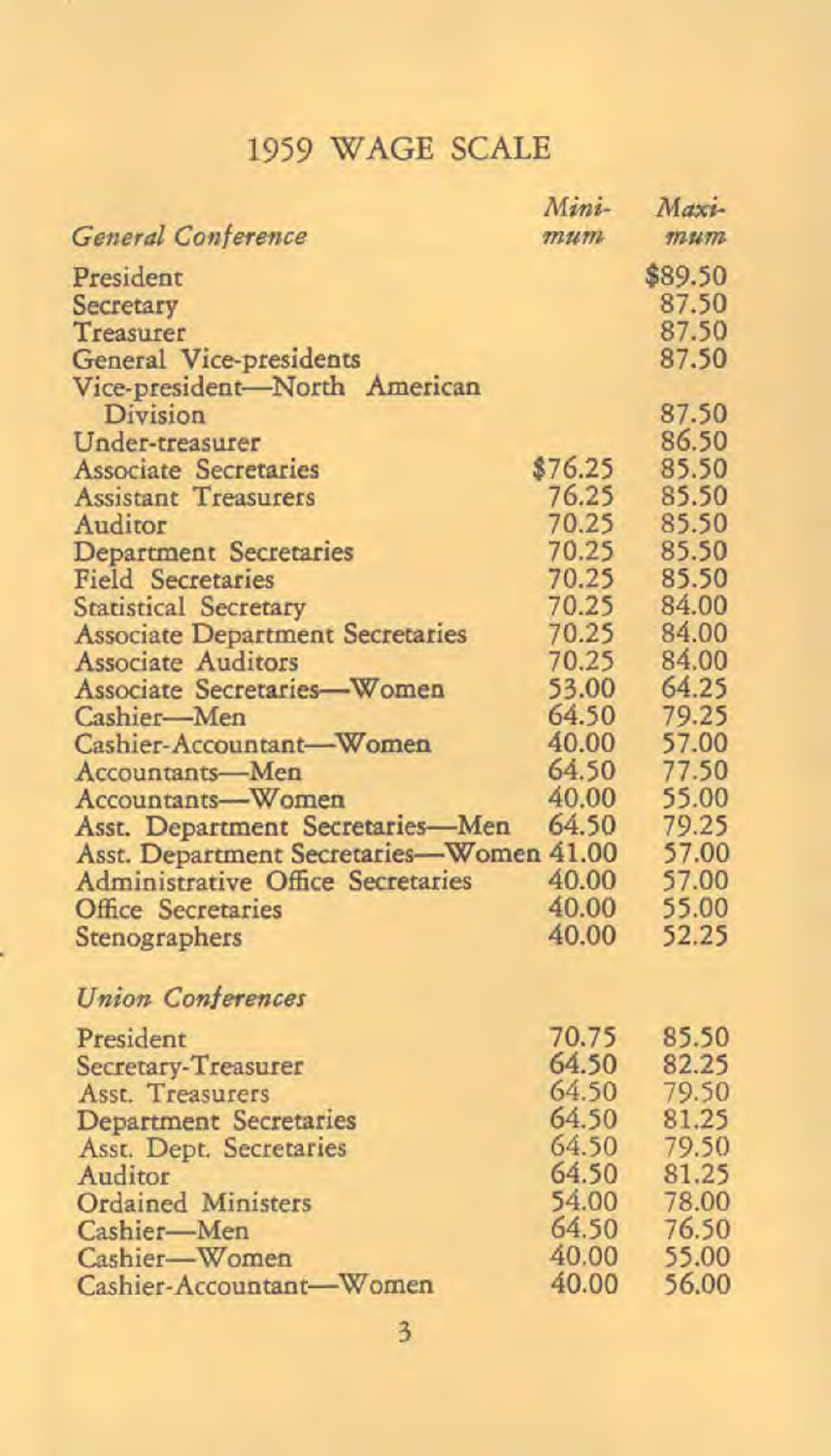# 1959 WAGE SCALE

| *General Conference* | *Minimum* | *Maximum* |
|---|---|---|
| President | | $89.50 |
| Secretary | | 87.50 |
| Treasurer | | 87.50 |
| General Vice-presidents | | 87.50 |
| Vice-president—North American Division | | 87.50 |
| Under-treasurer | | 86.50 |
| Associate Secretaries | $76.25 | 85.50 |
| Assistant Treasurers | 76.25 | 85.50 |
| Auditor | 70.25 | 85.50 |
| Department Secretaries | 70.25 | 85.50 |
| Field Secretaries | 70.25 | 85.50 |
| Statistical Secretary | 70.25 | 84.00 |
| Associate Department Secretaries | 70.25 | 84.00 |
| Associate Auditors | 70.25 | 84.00 |
| Associate Secretaries—Women | 53.00 | 64.25 |
| Cashier—Men | 64.50 | 79.25 |
| Cashier-Accountant—Women | 40.00 | 57.00 |
| Accountants—Men | 64.50 | 77.50 |
| Accountants—Women | 40.00 | 55.00 |
| Asst. Department Secretaries—Men | 64.50 | 79.25 |
| Asst. Department Secretaries—Women | 41.00 | 57.00 |
| Administrative Office Secretaries | 40.00 | 57.00 |
| Office Secretaries | 40.00 | 55.00 |
| Stenographers | 40.00 | 52.25 |
| *Union Conferences* | | |
| President | 70.75 | 85.50 |
| Secretary-Treasurer | 64.50 | 82.25 |
| Asst. Treasurers | 64.50 | 79.50 |
| Department Secretaries | 64.50 | 81.25 |
| Asst. Dept. Secretaries | 64.50 | 79.50 |
| Auditor | 64.50 | 81.25 |
| Ordained Ministers | 54.00 | 78.00 |
| Cashier—Men | 64.50 | 76.50 |
| Cashier—Women | 40.00 | 55.00 |
| Cashier-Accountant—Women | 40.00 | 56.00 |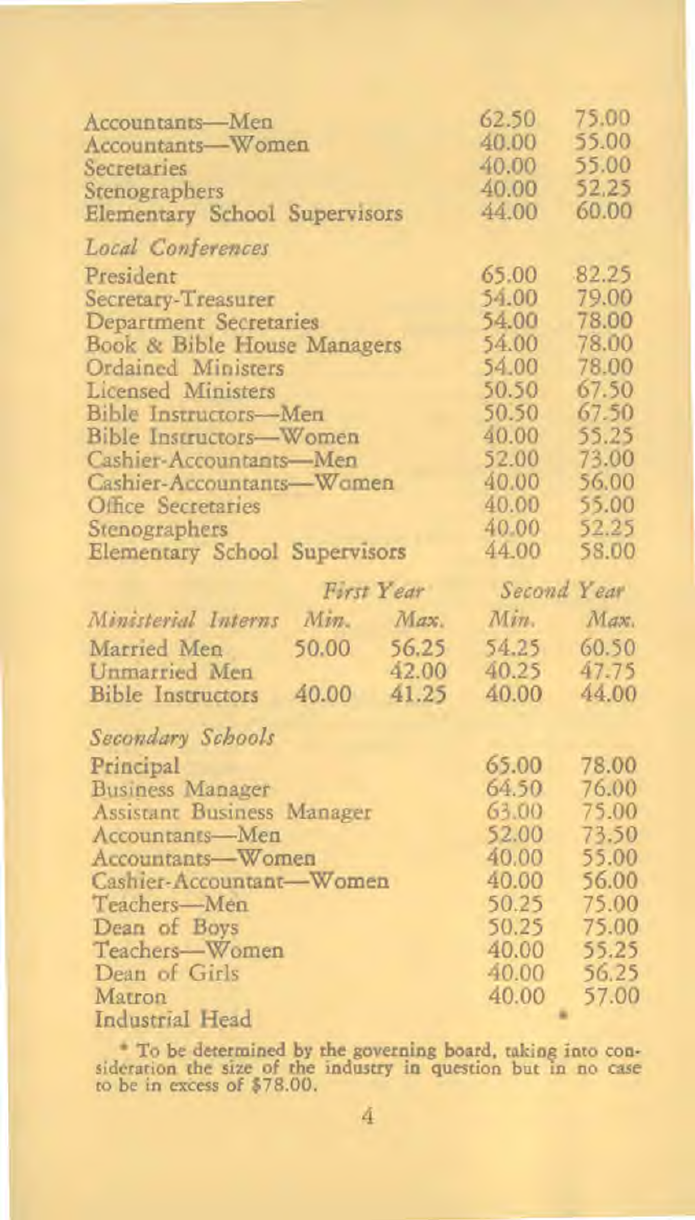| | | |
|---|---|---|
| Accountants—Men | 62.50 | 75.00 |
| Accountants—Women | 40.00 | 55.00 |
| Secretaries | 40.00 | 55.00 |
| Stenographers | 40.00 | 52.25 |
| Elementary School Supervisors | 44.00 | 60.00 |

*Local Conferences*

| | | |
|---|---|---|
| President | 65.00 | 82.25 |
| Secretary-Treasurer | 54.00 | 79.00 |
| Department Secretaries | 54.00 | 78.00 |
| Book & Bible House Managers | 54.00 | 78.00 |
| Ordained Ministers | 54.00 | 78.00 |
| Licensed Ministers | 50.50 | 67.50 |
| Bible Instructors—Men | 50.50 | 67.50 |
| Bible Instructors—Women | 40.00 | 55.25 |
| Cashier-Accountants—Men | 52.00 | 73.00 |
| Cashier-Accountants—Women | 40.00 | 56.00 |
| Office Secretaries | 40.00 | 55.00 |
| Stenographers | 40.00 | 52.25 |
| Elementary School Supervisors | 44.00 | 58.00 |

| | *First Year* | | *Second Year* | |
|---|---|---|---|---|
| *Ministerial Interns* | *Min.* | *Max.* | *Min.* | *Max.* |
| Married Men | 50.00 | 56.25 | 54.25 | 60.50 |
| Unmarried Men | | 42.00 | 40.25 | 47.75 |
| Bible Instructors | 40.00 | 41.25 | 40.00 | 44.00 |

*Secondary Schools*

| | | |
|---|---|---|
| Principal | 65.00 | 78.00 |
| Business Manager | 64.50 | 76.00 |
| Assistant Business Manager | 63.00 | 75.00 |
| Accountants—Men | 52.00 | 73.50 |
| Accountants—Women | 40.00 | 55.00 |
| Cashier-Accountant—Women | 40.00 | 56.00 |
| Teachers—Men | 50.25 | 75.00 |
| Dean of Boys | 50.25 | 75.00 |
| Teachers—Women | 40.00 | 55.25 |
| Dean of Girls | 40.00 | 56.25 |
| Matron | 40.00 | 57.00 |
| Industrial Head | * | |

\* To be determined by the governing board, taking into consideration the size of the industry in question but in no case to be in excess of $78.00.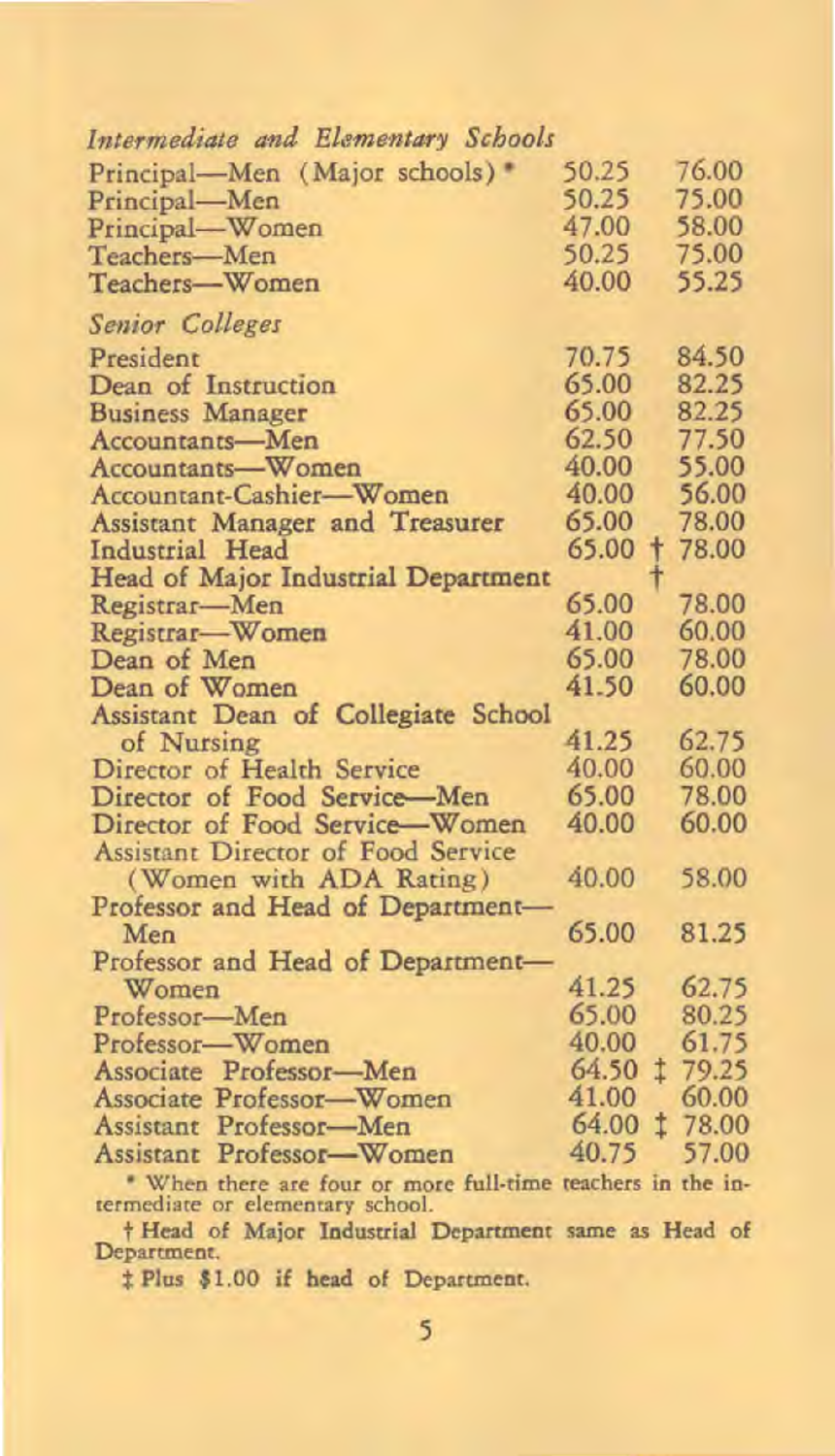*Intermediate and Elementary Schools*

| | | |
|---|---|---|
| Principal—Men (Major schools) * | 50.25 | 76.00 |
| Principal—Men | 50.25 | 75.00 |
| Principal—Women | 47.00 | 58.00 |
| Teachers—Men | 50.25 | 75.00 |
| Teachers—Women | 40.00 | 55.25 |

*Senior Colleges*

| | | |
|---|---|---|
| President | 70.75 | 84.50 |
| Dean of Instruction | 65.00 | 82.25 |
| Business Manager | 65.00 | 82.25 |
| Accountants—Men | 62.50 | 77.50 |
| Accountants—Women | 40.00 | 55.00 |
| Accountant-Cashier—Women | 40.00 | 56.00 |
| Assistant Manager and Treasurer | 65.00 | 78.00 |
| Industrial Head | 65.00 † | 78.00 |
| Head of Major Industrial Department | † | |
| Registrar—Men | 65.00 | 78.00 |
| Registrar—Women | 41.00 | 60.00 |
| Dean of Men | 65.00 | 78.00 |
| Dean of Women | 41.50 | 60.00 |
| Assistant Dean of Collegiate School of Nursing | 41.25 | 62.75 |
| Director of Health Service | 40.00 | 60.00 |
| Director of Food Service—Men | 65.00 | 78.00 |
| Director of Food Service—Women | 40.00 | 60.00 |
| Assistant Director of Food Service (Women with ADA Rating) | 40.00 | 58.00 |
| Professor and Head of Department—Men | 65.00 | 81.25 |
| Professor and Head of Department—Women | 41.25 | 62.75 |
| Professor—Men | 65.00 | 80.25 |
| Professor—Women | 40.00 | 61.75 |
| Associate Professor—Men | 64.50 ‡ | 79.25 |
| Associate Professor—Women | 41.00 | 60.00 |
| Assistant Professor—Men | 64.00 ‡ | 78.00 |
| Assistant Professor—Women | 40.75 | 57.00 |

\* When there are four or more full-time teachers in the intermediate or elementary school.

† Head of Major Industrial Department same as Head of Department.

‡ Plus $1.00 if head of Department.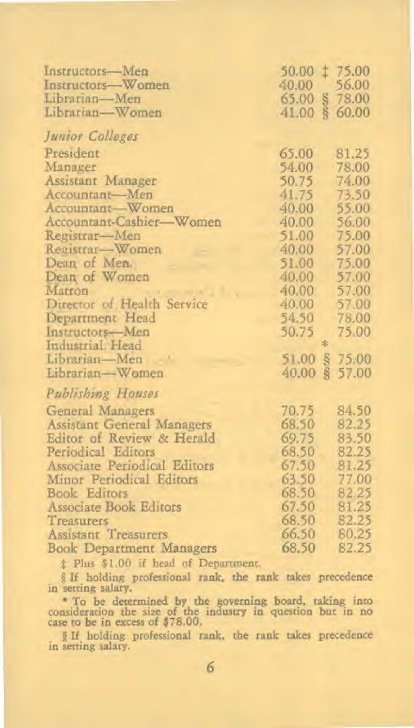| | | |
|---|---|---|
| Instructors—Men | 50.00 | ‡ 75.00 |
| Instructors—Women | 40.00 | 56.00 |
| Librarian—Men | 65.00 | § 78.00 |
| Librarian—Women | 41.00 | § 60.00 |

*Junior Colleges*

| | | |
|---|---|---|
| President | 65.00 | 81.25 |
| Manager | 54.00 | 78.00 |
| Assistant Manager | 50.75 | 74.00 |
| Accountant—Men | 41.75 | 73.50 |
| Accountant—Women | 40.00 | 55.00 |
| Accountant-Cashier—Women | 40.00 | 56.00 |
| Registrar—Men | 51.00 | 75.00 |
| Registrar—Women | 40.00 | 57.00 |
| Dean of Men | 51.00 | 75.00 |
| Dean of Women | 40.00 | 57.00 |
| Matron | 40.00 | 57.00 |
| Director of Health Service | 40.00 | 57.00 |
| Department Head | 54.50 | 78.00 |
| Instructors—Men | 50.75 | 75.00 |
| Industrial Head | * | |
| Librarian—Men | 51.00 | § 75.00 |
| Librarian—Women | 40.00 | § 57.00 |

*Publishing Houses*

| | | |
|---|---|---|
| General Managers | 70.75 | 84.50 |
| Assistant General Managers | 68.50 | 82.25 |
| Editor of Review & Herald | 69.75 | 83.50 |
| Periodical Editors | 68.50 | 82.25 |
| Associate Periodical Editors | 67.50 | 81.25 |
| Minor Periodical Editors | 63.50 | 77.00 |
| Book Editors | 68.50 | 82.25 |
| Associate Book Editors | 67.50 | 81.25 |
| Treasurers | 68.50 | 82.25 |
| Assistant Treasurers | 66.50 | 80.25 |
| Book Department Managers | 68.50 | 82.25 |

‡ Plus $1.00 if head of Department.

§ If holding professional rank, the rank takes precedence in setting salary.

* To be determined by the governing board, taking into consideration the size of the industry in question but in no case to be in excess of $78.00.

§ If holding professional rank, the rank takes precedence in setting salary.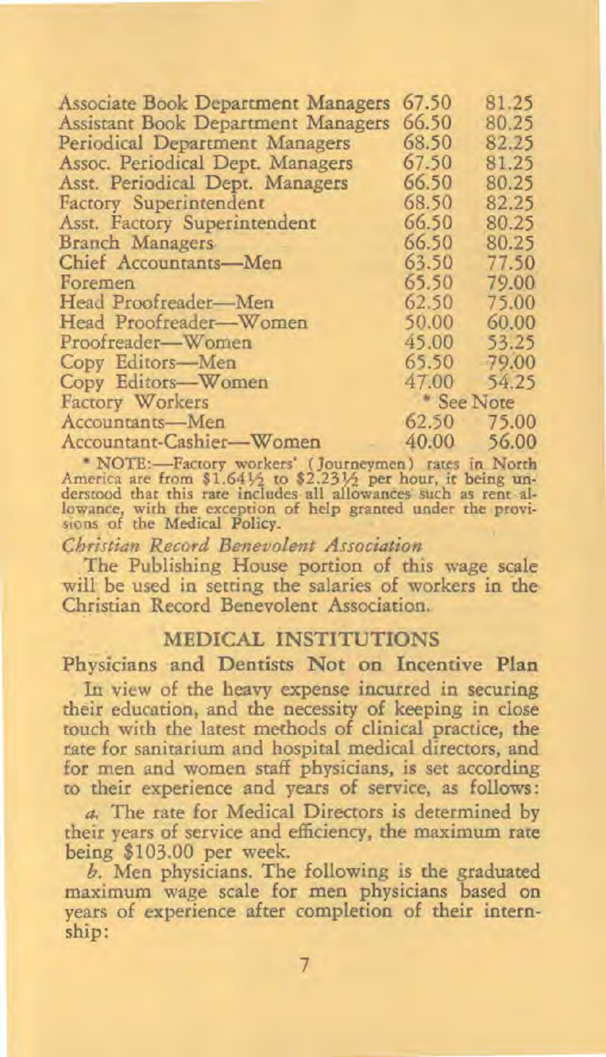| | | |
|---|---|---|
| Associate Book Department Managers | 67.50 | 81.25 |
| Assistant Book Department Managers | 66.50 | 80.25 |
| Periodical Department Managers | 68.50 | 82.25 |
| Assoc. Periodical Dept. Managers | 67.50 | 81.25 |
| Asst. Periodical Dept. Managers | 66.50 | 80.25 |
| Factory Superintendent | 68.50 | 82.25 |
| Asst. Factory Superintendent | 66.50 | 80.25 |
| Branch Managers | 66.50 | 80.25 |
| Chief Accountants—Men | 63.50 | 77.50 |
| Foremen | 65.50 | 79.00 |
| Head Proofreader—Men | 62.50 | 75.00 |
| Head Proofreader—Women | 50.00 | 60.00 |
| Proofreader—Women | 45.00 | 53.25 |
| Copy Editors—Men | 65.50 | 79.00 |
| Copy Editors—Women | 47.00 | 54.25 |
| Factory Workers | * See Note | |
| Accountants—Men | 62.50 | 75.00 |
| Accountant-Cashier—Women | 40.00 | 56.00 |

* NOTE:—Factory workers' (Journeymen) rates in North America are from $1.64½ to $2.23½ per hour, it being understood that this rate includes all allowances such as rent allowance, with the exception of help granted under the provisions of the Medical Policy.

*Christian Record Benevolent Association*

The Publishing House portion of this wage scale will be used in setting the salaries of workers in the Christian Record Benevolent Association.

## MEDICAL INSTITUTIONS

### Physicians and Dentists Not on Incentive Plan

In view of the heavy expense incurred in securing their education, and the necessity of keeping in close touch with the latest methods of clinical practice, the rate for sanitarium and hospital medical directors, and for men and women staff physicians, is set according to their experience and years of service, as follows:

*a.* The rate for Medical Directors is determined by their years of service and efficiency, the maximum rate being $103.00 per week.

*b.* Men physicians. The following is the graduated maximum wage scale for men physicians based on years of experience after completion of their internship: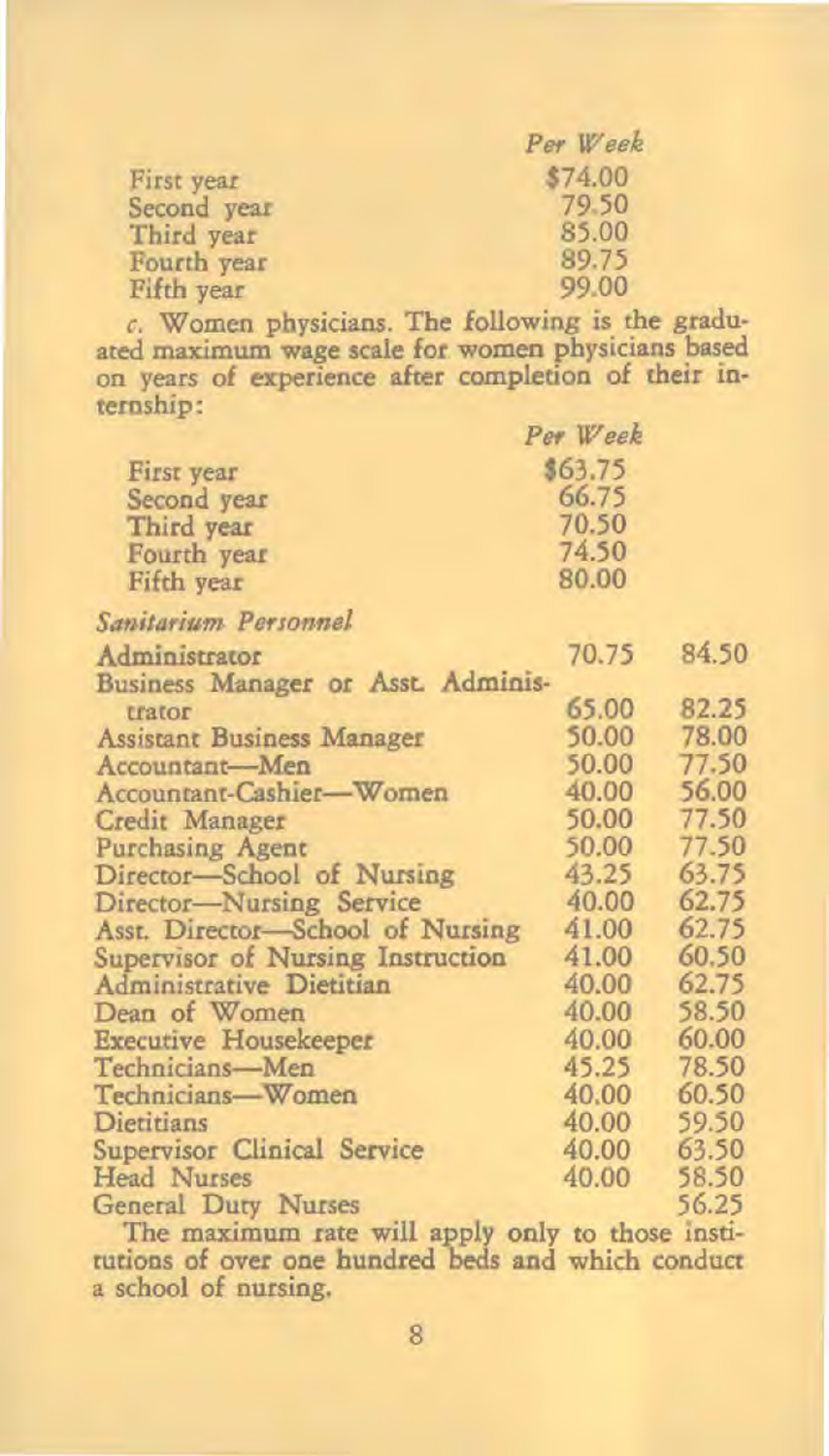| | Per Week |
|---|---|
| First year | $74.00 |
| Second year | 79.50 |
| Third year | 85.00 |
| Fourth year | 89.75 |
| Fifth year | 99.00 |

*c.* Women physicians. The following is the graduated maximum wage scale for women physicians based on years of experience after completion of their internship:

| | Per Week |
|---|---|
| First year | $63.75 |
| Second year | 66.75 |
| Third year | 70.50 |
| Fourth year | 74.50 |
| Fifth year | 80.00 |

*Sanitarium Personnel*

| | | |
|---|---|---|
| Administrator | 70.75 | 84.50 |
| Business Manager or Asst. Administrator | 65.00 | 82.25 |
| Assistant Business Manager | 50.00 | 78.00 |
| Accountant—Men | 50.00 | 77.50 |
| Accountant-Cashier—Women | 40.00 | 56.00 |
| Credit Manager | 50.00 | 77.50 |
| Purchasing Agent | 50.00 | 77.50 |
| Director—School of Nursing | 43.25 | 63.75 |
| Director—Nursing Service | 40.00 | 62.75 |
| Asst. Director—School of Nursing | 41.00 | 62.75 |
| Supervisor of Nursing Instruction | 41.00 | 60.50 |
| Administrative Dietitian | 40.00 | 62.75 |
| Dean of Women | 40.00 | 58.50 |
| Executive Housekeeper | 40.00 | 60.00 |
| Technicians—Men | 45.25 | 78.50 |
| Technicians—Women | 40.00 | 60.50 |
| Dietitians | 40.00 | 59.50 |
| Supervisor Clinical Service | 40.00 | 63.50 |
| Head Nurses | 40.00 | 58.50 |
| General Duty Nurses | | 56.25 |

The maximum rate will apply only to those institutions of over one hundred beds and which conduct a school of nursing.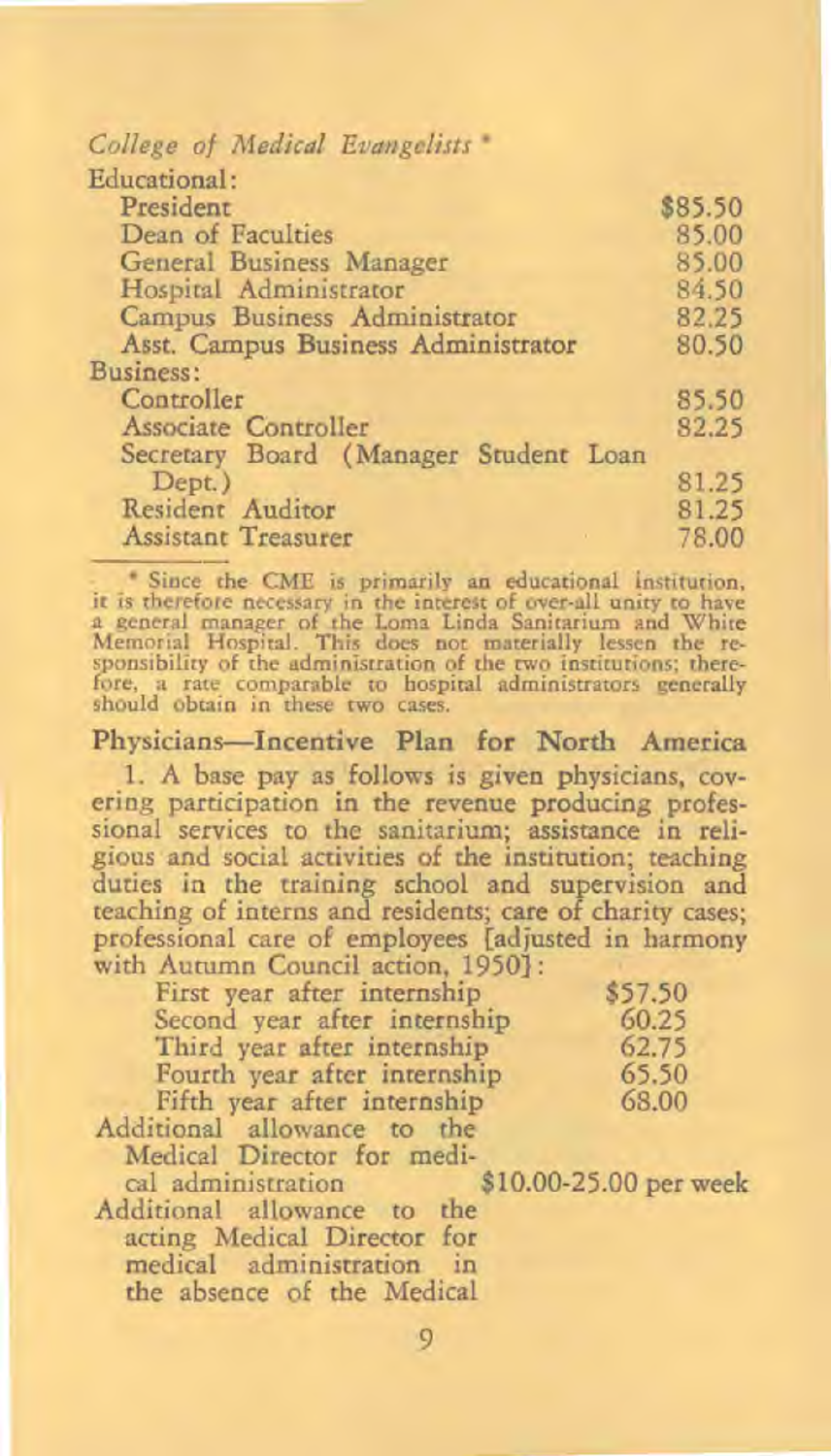*College of Medical Evangelists* *

| | |
|---|---|
| **Educational:** | |
| President | $85.50 |
| Dean of Faculties | 85.00 |
| General Business Manager | 85.00 |
| Hospital Administrator | 84.50 |
| Campus Business Administrator | 82.25 |
| Asst. Campus Business Administrator | 80.50 |
| **Business:** | |
| Controller | 85.50 |
| Associate Controller | 82.25 |
| Secretary Board (Manager Student Loan Dept.) | 81.25 |
| Resident Auditor | 81.25 |
| Assistant Treasurer | 78.00 |

* Since the CME is primarily an educational institution, it is therefore necessary in the interest of over-all unity to have a general manager of the Loma Linda Sanitarium and White Memorial Hospital. This does not materially lessen the responsibility of the administration of the two institutions; therefore, a rate comparable to hospital administrators generally should obtain in these two cases.

## Physicians—Incentive Plan for North America

1. A base pay as follows is given physicians, covering participation in the revenue producing professional services to the sanitarium; assistance in religious and social activities of the institution; teaching duties in the training school and supervision and teaching of interns and residents; care of charity cases; professional care of employees [adjusted in harmony with Autumn Council action, 1950]:

| | |
|---|---|
| First year after internship | $57.50 |
| Second year after internship | 60.25 |
| Third year after internship | 62.75 |
| Fourth year after internship | 65.50 |
| Fifth year after internship | 68.00 |
| Additional allowance to the Medical Director for medical administration | $10.00-25.00 per week |

Additional allowance to the acting Medical Director for medical administration in the absence of the Medical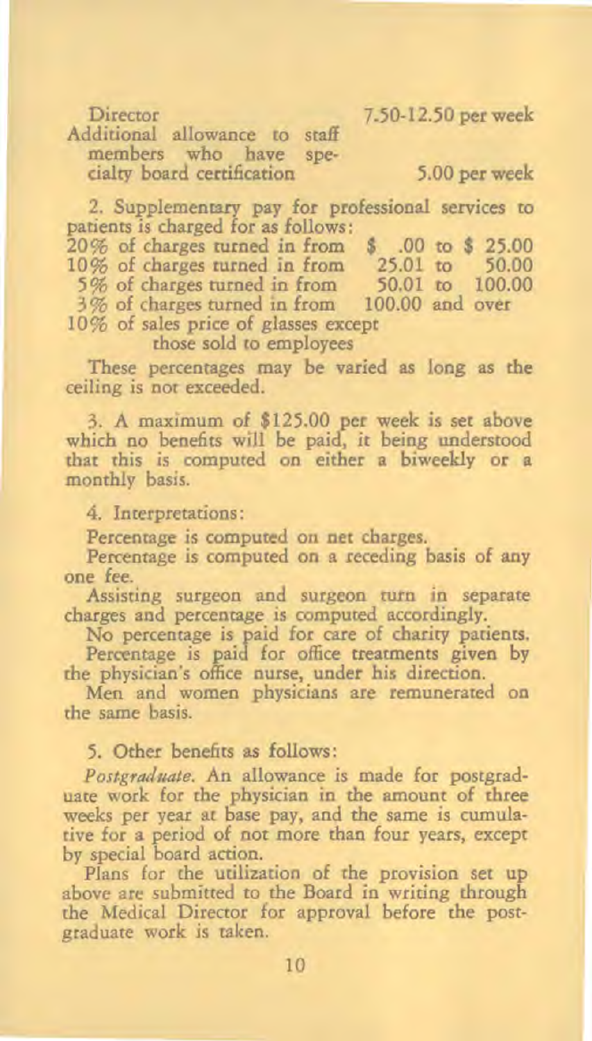| | |
|---|---|
| Director | 7.50-12.50 per week |
| Additional allowance to staff members who have specialty board certification | 5.00 per week |

2. Supplementary pay for professional services to patients is charged for as follows:

| | |
|---|---|
| 20% of charges turned in from | \$ .00 to \$ 25.00 |
| 10% of charges turned in from | 25.01 to 50.00 |
| 5% of charges turned in from | 50.01 to 100.00 |
| 3% of charges turned in from | 100.00 and over |
| 10% of sales price of glasses except those sold to employees | |

These percentages may be varied as long as the ceiling is not exceeded.

3. A maximum of \$125.00 per week is set above which no benefits will be paid, it being understood that this is computed on either a biweekly or a monthly basis.

4. Interpretations:

Percentage is computed on net charges.

Percentage is computed on a receding basis of any one fee.

Assisting surgeon and surgeon turn in separate charges and percentage is computed accordingly.

No percentage is paid for care of charity patients.

Percentage is paid for office treatments given by the physician's office nurse, under his direction.

Men and women physicians are remunerated on the same basis.

5. Other benefits as follows:

*Postgraduate.* An allowance is made for postgraduate work for the physician in the amount of three weeks per year at base pay, and the same is cumulative for a period of not more than four years, except by special board action.

Plans for the utilization of the provision set up above are submitted to the Board in writing through the Medical Director for approval before the postgraduate work is taken.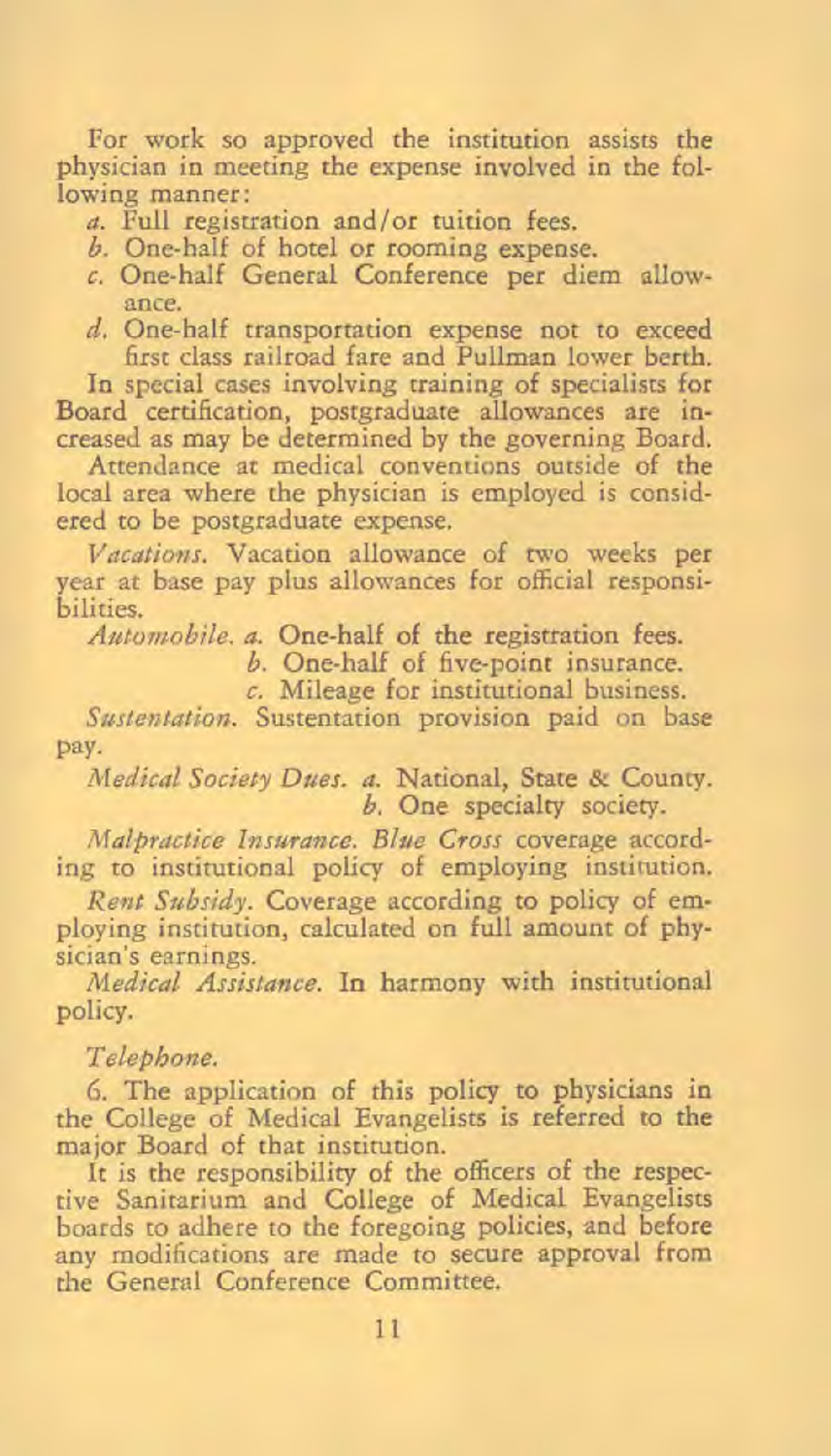For work so approved the institution assists the physician in meeting the expense involved in the following manner:

*a.* Full registration and/or tuition fees.

*b.* One-half of hotel or rooming expense.

*c.* One-half General Conference per diem allowance.

*d.* One-half transportation expense not to exceed first class railroad fare and Pullman lower berth.

In special cases involving training of specialists for Board certification, postgraduate allowances are increased as may be determined by the governing Board.

Attendance at medical conventions outside of the local area where the physician is employed is considered to be postgraduate expense.

*Vacations.* Vacation allowance of two weeks per year at base pay plus allowances for official responsibilities.

*Automobile.* *a.* One-half of the registration fees.
*b.* One-half of five-point insurance.
*c.* Mileage for institutional business.

*Sustentation.* Sustentation provision paid on base pay.

*Medical Society Dues.* *a.* National, State & County.
*b.* One specialty society.

*Malpractice Insurance. Blue Cross* coverage according to institutional policy of employing institution.

*Rent Subsidy.* Coverage according to policy of employing institution, calculated on full amount of physician's earnings.

*Medical Assistance.* In harmony with institutional policy.

*Telephone.*

6. The application of this policy to physicians in the College of Medical Evangelists is referred to the major Board of that institution.

It is the responsibility of the officers of the respective Sanitarium and College of Medical Evangelists boards to adhere to the foregoing policies, and before any modifications are made to secure approval from the General Conference Committee.